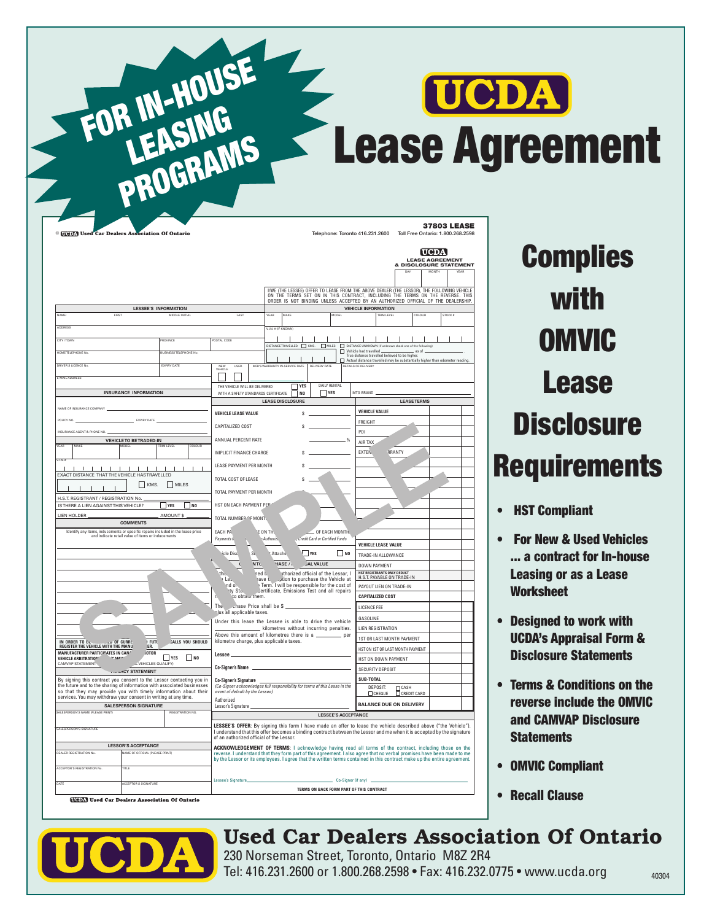# FOR IN-HOUSE LEASING PROGRAMS

# UCDA Lease Agreement

© UCDA Used Car Dealers Association Of Ontario

**37803 LEASE**

Telephone: Toronto 416.231.2600 Toll Free Ontario: 1.800.268.2598

**UCDA LEASE AGREEMENT & DISCLOSURE STATEMENT**

DAY | MONTH | YEAR

I/WE (THE LESSEE) OFFER TO LEASE FROM THE ABOVE DEALER (THE LESSOR), THE FOLLOWING VEHICLE ON THE TERMS SET ON IN THIS CONTRACT, INCLUDING THE TERMS ON THE REVERSE. THIS ORDER IS NOT BINDING UNLESS ACCEPTED BY AN AUTHORIZED OFFICIAL OF THE DEALERSHIP.

**LESSEE'S INFORMATION**

NAME: FIRST / MIDDLE INITIAL / LAST
ADDRESS
CITY/TOWN / PROVINCE / POSTAL CODE
HOME TELEPHONE No. / BUSINESS TELEPHONE No.
DRIVER'S LICENCE No. / EXPIRY DATE
E-MAIL ADDRESS

**VEHICLE INFORMATION**

YEAR / MAKE / MODEL / TRIM LEVEL / COLOUR / STOCK #
V.I.N. # (IF KNOWN)
DISTANCE TRAVELLED ☐ KMS. ☐ MILES ☐ DISTANCE UNKNOWN (if unknown check one of the following) ☐ Vehicle had travelled ______ as of ______ True distance travelled believed to be higher. ☐ Actual distance travelled may be substantially higher than odometer reading.
NEW VEHICLE / USED / MFR'S WARRANTY IN-SERVICE DATE / DELIVERY DATE / DETAILS OF DELIVERY
THE VEHICLE WILL BE DELIVERED WITH A SAFETY STANDARDS CERTIFICATE ☐ YES ☐ NO
DAILY RENTAL ☐ YES
MTO BRAND ______

**INSURANCE INFORMATION**

NAME OF INSURANCE COMPANY
POLICY NO. / EXPIRY DATE
INSURANCE AGENT & PHONE NO.

**VEHICLE TO BE TRADED-IN**

YEAR / MAKE / MODEL / TRIM LEVEL / COLOUR
V.I.N. #
EXACT DISTANCE THAT THE VEHICLE HAS TRAVELLED ☐ KMS. ☐ MILES
H.S.T. REGISTRANT / REGISTRATION No.
IS THERE A LIEN AGAINST THIS VEHICLE? ☐ YES ☐ NO
LIEN HOLDER / AMOUNT $

**COMMENTS**

Identify any items, inducements or specific repairs included in the lease price and indicate retail value of items or inducements

IN ORDER TO BE ... OF CURRE... FUT... CALLS YOU SHOULD REGISTER THE VEHICLE WITH THE MANU...ER.
MANUFACTURER PARTICIPATES IN CAN... MOTOR VEHICLE ARBITRATION ... (CAMV... ☐ YES ☐ NO
CAMVAP STATEMENT ... VEHICLES QUALIFY)

**PRIVACY STATEMENT**

By signing this contract you consent to the Lessor contacting you in the future and to the sharing of information with associated businesses so that they may provide you with timely information about their services. You may withdraw your consent in writing at any time.

**SALESPERSON SIGNATURE**

SALESPERSON'S NAME (PLEASE PRINT) / REGISTRATION NO.
SALESPERSON'S SIGNATURE

**LESSOR'S ACCEPTANCE**

DEALER REGISTRATION No. / NAME OF OFFICIAL (PLEASE PRINT)
ACCEPTOR'S REGISTRATION No. / TITLE
DATE / ACCEPTOR'S SIGNATURE

**LEASE DISCLOSURE**

| | |
|---|---|
| VEHICLE LEASE VALUE | $ |
| CAPITALIZED COST | $ |
| ANNUAL PERCENT RATE | % |
| IMPLICIT FINANCE CHARGE | $ |
| LEASE PAYMENT PER MONTH | $ |
| TOTAL COST OF LEASE | $ |
| TOTAL PAYMENT PER MONTH | |
| HST ON EACH PAYMENT PER... | |
| TOTAL NUMBER OF MONT... | |

EACH PA... E ON TH... OF EACH MONTH
Payments ... Authoriz... Credit Card or Certified Funds
...icle Disc... Si... Attache... ☐ YES ☐ NO
...NTO... PHASE / ...AL VALUE

... ned b... uthorized official of the Lessor, I ... ave t... ption to purchase the Vehicle at ... nd of ... Term. I will be responsible for the cost of ... ety Sta... Certificate, Emissions Test and all repairs ... to obtain them.

The ... chase Price shall be $ ______ plus all applicable taxes.

Under this lease the Lessee is able to drive the vehicle ______ kilometres without incurring penalties. Above this amount of kilometres there is a ______ per kilometre charge, plus applicable taxes.

Lessee ______
Co-Signer's Name ______
Co-Signer's Signature ______ *(Co-Signer acknowledges full responsibility for terms of this Lease in the event of default by the Lessee)*
Authorized Lessor's Signature ______

**LEASE TERMS**

| | |
|---|---|
| VEHICLE VALUE | |
| FREIGHT | |
| PDI | |
| AIR TAX | |
| EXTEN... ...RRANTY | |
| | |
| VEHICLE LEASE VALUE | |
| TRADE-IN ALLOWANCE | |
| DOWN PAYMENT | |
| HST REGISTRANTS ONLY DEDUCT H.S.T. PAYABLE ON TRADE-IN | |
| PAYOUT LIEN ON TRADE-IN | |
| CAPITALIZED COST | |
| LICENCE FEE | |
| GASOLINE | |
| LIEN REGISTRATION | |
| 1ST OR LAST MONTH PAYMENT | |
| HST ON 1ST OR LAST MONTH PAYMENT | |
| HST ON DOWN PAYMENT | |
| SECURITY DEPOSIT | |
| SUB-TOTAL | |
| DEPOSIT: ☐ CASH ☐ CHEQUE ☐ CREDIT CARD | |
| BALANCE DUE ON DELIVERY | |

**LESSEE'S ACCEPTANCE**

**LESSEE'S OFFER**: By signing this form I have made an offer to lease the vehicle described above ("the Vehicle"). I understand that this offer becomes a binding contract between the Lessor and me when it is accepted by the signature of an authorized official of the Lessor.

**ACKNOWLEDGEMENT OF TERMS**: I acknowledge having read all terms of the contract, including those on the reverse. I understand that they form part of this agreement. I also agree that no verbal promises have been made to me by the Lessor or its employees. I agree that the written terms contained in this contract make up the entire agreement.

Lessee's Signature ______ Co-Signer (if any) ______

**TERMS ON BACK FORM PART OF THIS CONTRACT**

UCDA Used Car Dealers Association Of Ontario

SAMPLE

# Complies with OMVIC Lease Disclosure Requirements

- **HST Compliant**
- **For New & Used Vehicles ... a contract for In-house Leasing or as a Lease Worksheet**
- **Designed to work with UCDA's Appraisal Form & Disclosure Statements**
- **Terms & Conditions on the reverse include the OMVIC and CAMVAP Disclosure Statements**
- **OMVIC Compliant**
- **Recall Clause**

## Used Car Dealers Association Of Ontario

230 Norseman Street, Toronto, Ontario M8Z 2R4
Tel: 416.231.2600 or 1.800.268.2598 • Fax: 416.232.0775 • www.ucda.org

40304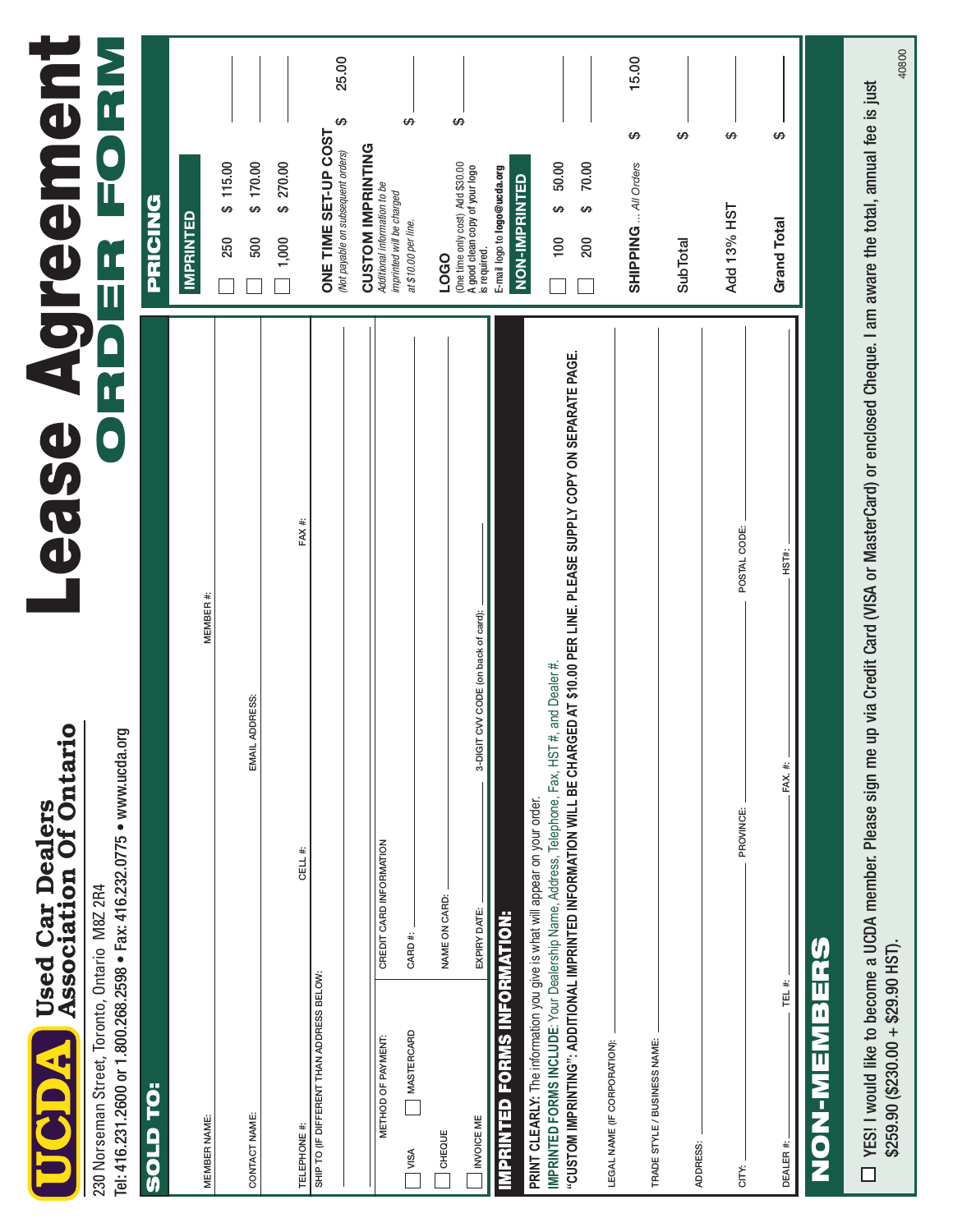# Lease Agreement ORDER FORM

**UCDA Used Car Dealers Association Of Ontario**

230 Norseman Street, Toronto, Ontario M8Z 2R4
Tel: 416.231.2600 or 1.800.268.2598 • Fax: 416.232.0775 • www.ucda.org

## SOLD TO:

MEMBER NAME: ______________________ MEMBER #: ______________________

CONTACT NAME: ______________________ EMAIL ADDRESS: ______________________

TELEPHONE #: ______________ CELL #: ______________ FAX #: ______________

SHIP TO (IF DIFFERENT THAN ADDRESS BELOW): ______________________

METHOD OF PAYMENT:
- ☐ VISA
- ☐ MASTERCARD
- ☐ CHEQUE
- ☐ INVOICE ME

CREDIT CARD INFORMATION

CARD #: ______________________

NAME ON CARD: ______________________

EXPIRY DATE: ______________ 3-DIGIT CVV CODE (on back of card): ______________

## IMPRINTED FORMS INFORMATION:

**PRINT CLEARLY**: The information you give is what will appear on your order.

**IMPRINTED FORMS INCLUDE**: Your Dealership Name, Address, Telephone, Fax, HST #, and Dealer #.

**"CUSTOM IMPRINTING": ADDITIONAL IMPRINTED INFORMATION WILL BE CHARGED AT $10.00 PER LINE. PLEASE SUPPLY COPY ON SEPARATE PAGE.**

LEGAL NAME (IF CORPORATION): ______________________

TRADE STYLE / BUSINESS NAME: ______________________

ADDRESS: ______________________

CITY: ______________ PROVINCE: ______________ POSTAL CODE: ______________

DEALER #: ______________ TEL #: ______________ FAX. #: ______________ HST#: ______________

## PRICING

### IMPRINTED

| | Quantity | Price |
|---|---|---|
| ☐ | 250 | $ 115.00 |
| ☐ | 500 | $ 170.00 |
| ☐ | 1,000 | $ 270.00 |

**ONE TIME SET-UP COST** *(Not payable on subsequent orders)* $ 25.00

**CUSTOM IMPRINTING** *Additional information to be imprinted will be charged at $10.00 per line.* $ ______

**LOGO** (One time only cost) Add $30.00. A good clean copy of your logo is required. E-mail logo to **logo@ucda.org** $ ______

### NON-IMPRINTED

| | Quantity | Price |
|---|---|---|
| ☐ | 100 | $ 50.00 |
| ☐ | 200 | $ 70.00 |

**SHIPPING** ... *All Orders* $ 15.00

SubTotal $ ______

Add 13% HST $ ______

**Grand Total** $ ______

## NON-MEMBERS

☐ YES! I would like to become a UCDA member. Please sign me up via Credit Card (VISA or MasterCard) or enclosed Cheque. I am aware the total, annual fee is just $259.90 ($230.00 + $29.90 HST).

40800